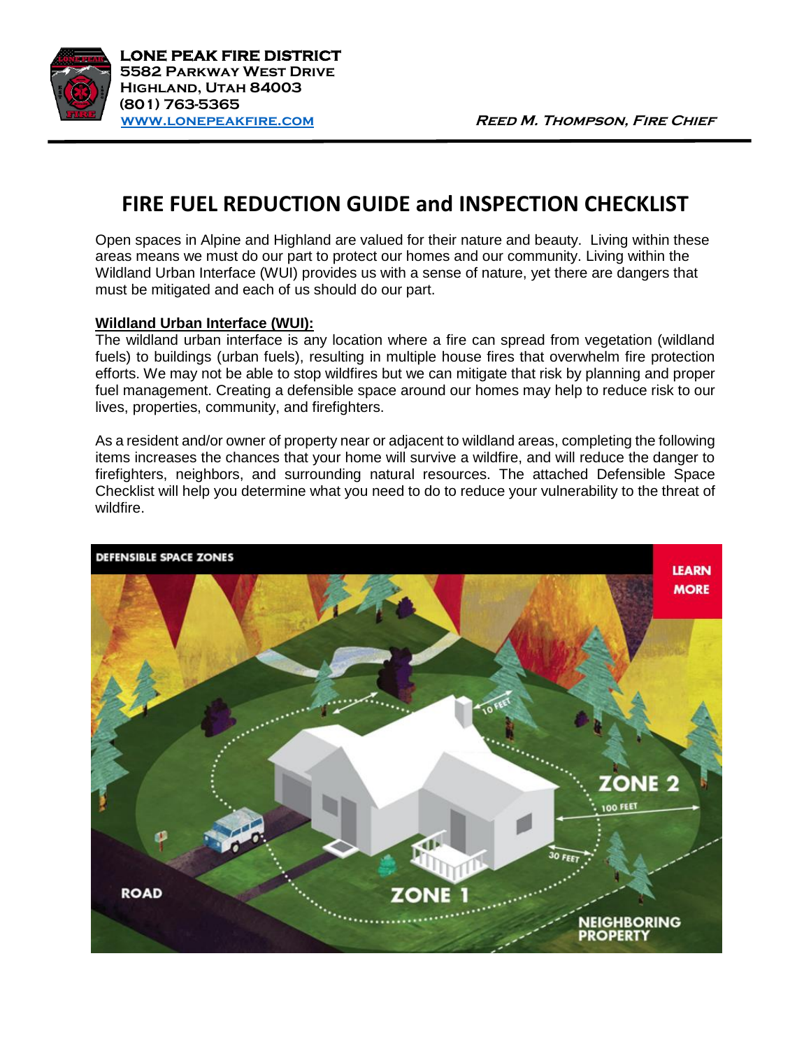**LONE PEAK FIRE DISTRICT**
**5582 Parkway West Drive**
**Highland, Utah 84003**
**(801) 763-5365**
**[www.lonepeakfire.com](http://www.lonepeakfire.com)**

***Reed M. Thompson, Fire Chief***

# FIRE FUEL REDUCTION GUIDE and INSPECTION CHECKLIST

Open spaces in Alpine and Highland are valued for their nature and beauty. Living within these areas means we must do our part to protect our homes and our community. Living within the Wildland Urban Interface (WUI) provides us with a sense of nature, yet there are dangers that must be mitigated and each of us should do our part.

**Wildland Urban Interface (WUI):**

The wildland urban interface is any location where a fire can spread from vegetation (wildland fuels) to buildings (urban fuels), resulting in multiple house fires that overwhelm fire protection efforts. We may not be able to stop wildfires but we can mitigate that risk by planning and proper fuel management. Creating a defensible space around our homes may help to reduce risk to our lives, properties, community, and firefighters.

As a resident and/or owner of property near or adjacent to wildland areas, completing the following items increases the chances that your home will survive a wildfire, and will reduce the danger to firefighters, neighbors, and surrounding natural resources. The attached Defensible Space Checklist will help you determine what you need to do to reduce your vulnerability to the threat of wildfire.

DEFENSIBLE SPACE ZONES

LEARN MORE

10 FEET

ZONE 2

100 FEET

30 FEET

ROAD

ZONE 1

NEIGHBORING PROPERTY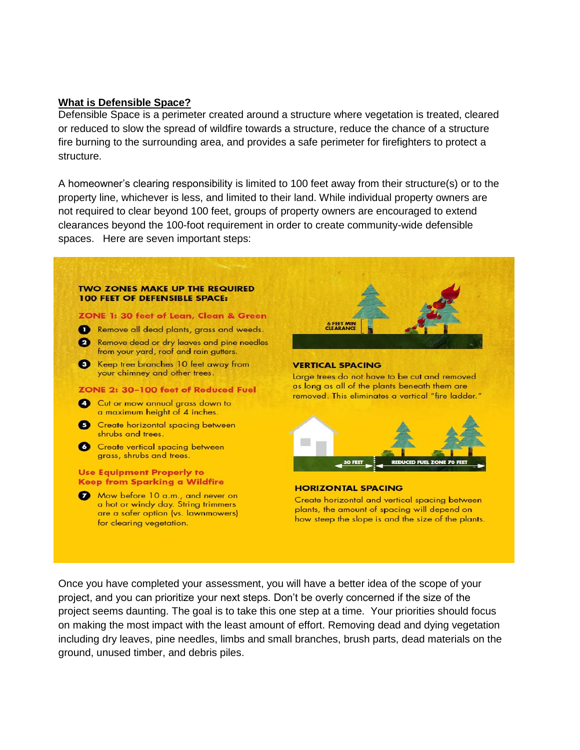**What is Defensible Space?**

Defensible Space is a perimeter created around a structure where vegetation is treated, cleared or reduced to slow the spread of wildfire towards a structure, reduce the chance of a structure fire burning to the surrounding area, and provides a safe perimeter for firefighters to protect a structure.

A homeowner's clearing responsibility is limited to 100 feet away from their structure(s) or to the property line, whichever is less, and limited to their land. While individual property owners are not required to clear beyond 100 feet, groups of property owners are encouraged to extend clearances beyond the 100-foot requirement in order to create community-wide defensible spaces. Here are seven important steps:

**TWO ZONES MAKE UP THE REQUIRED 100 FEET OF DEFENSIBLE SPACE:**

**ZONE 1: 30 feet of Lean, Clean & Green**

1. Remove all dead plants, grass and weeds.
2. Remove dead or dry leaves and pine needles from your yard, roof and rain gutters.
3. Keep tree branches 10 feet away from your chimney and other trees.

**ZONE 2: 30–100 feet of Reduced Fuel**

4. Cut or mow annual grass down to a maximum height of 4 inches.
5. Create horizontal spacing between shrubs and trees.
6. Create vertical spacing between grass, shrubs and trees.

**Use Equipment Properly to Keep from Sparking a Wildfire**

7. Mow before 10 a.m., and never on a hot or windy day. String trimmers are a safer option (vs. lawnmowers) for clearing vegetation.

6 FEET MIN CLEARANCE

**VERTICAL SPACING**

Large trees do not have to be cut and removed as long as all of the plants beneath them are removed. This eliminates a vertical "fire ladder."

30 FEET

REDUCED FUEL ZONE 70 FEET

**HORIZONTAL SPACING**

Create horizontal and vertical spacing between plants, the amount of spacing will depend on how steep the slope is and the size of the plants.

Once you have completed your assessment, you will have a better idea of the scope of your project, and you can prioritize your next steps. Don't be overly concerned if the size of the project seems daunting. The goal is to take this one step at a time. Your priorities should focus on making the most impact with the least amount of effort. Removing dead and dying vegetation including dry leaves, pine needles, limbs and small branches, brush parts, dead materials on the ground, unused timber, and debris piles.